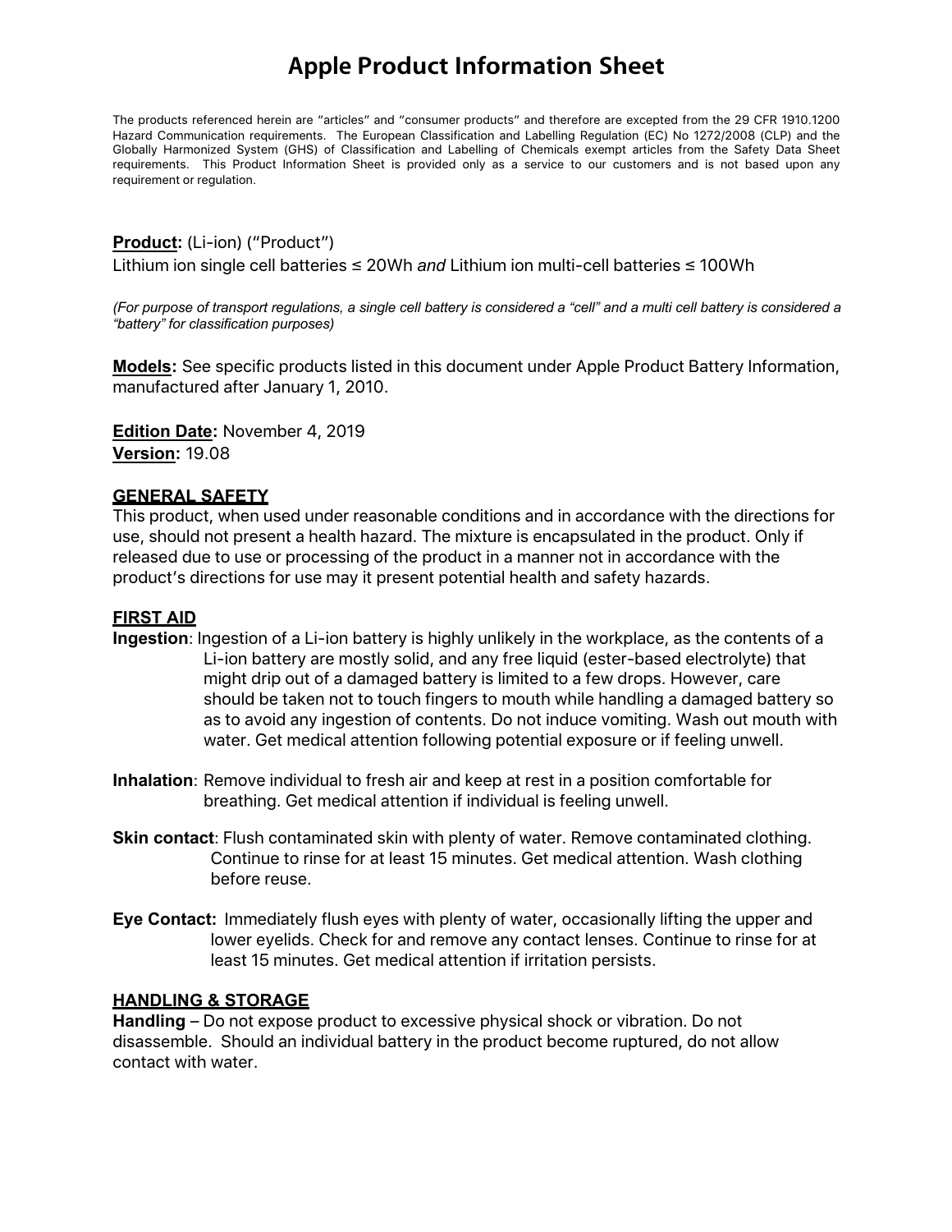# Apple Product Information Sheet

The products referenced herein are "articles" and "consumer products" and therefore are excepted from the 29 CFR 1910.1200 Hazard Communication requirements. The European Classification and Labelling Regulation (EC) No 1272/2008 (CLP) and the Globally Harmonized System (GHS) of Classification and Labelling of Chemicals exempt articles from the Safety Data Sheet requirements. This Product Information Sheet is provided only as a service to our customers and is not based upon any requirement or regulation.

**Product:** (Li-ion) ("Product")
Lithium ion single cell batteries ≤ 20Wh *and* Lithium ion multi-cell batteries ≤ 100Wh

*(For purpose of transport regulations, a single cell battery is considered a "cell" and a multi cell battery is considered a "battery" for classification purposes)*

**Models:** See specific products listed in this document under Apple Product Battery Information, manufactured after January 1, 2010.

**Edition Date:** November 4, 2019
**Version:** 19.08

## GENERAL SAFETY

This product, when used under reasonable conditions and in accordance with the directions for use, should not present a health hazard. The mixture is encapsulated in the product. Only if released due to use or processing of the product in a manner not in accordance with the product's directions for use may it present potential health and safety hazards.

## FIRST AID

**Ingestion**: Ingestion of a Li-ion battery is highly unlikely in the workplace, as the contents of a Li-ion battery are mostly solid, and any free liquid (ester-based electrolyte) that might drip out of a damaged battery is limited to a few drops. However, care should be taken not to touch fingers to mouth while handling a damaged battery so as to avoid any ingestion of contents. Do not induce vomiting. Wash out mouth with water. Get medical attention following potential exposure or if feeling unwell.

**Inhalation**: Remove individual to fresh air and keep at rest in a position comfortable for breathing. Get medical attention if individual is feeling unwell.

**Skin contact**: Flush contaminated skin with plenty of water. Remove contaminated clothing. Continue to rinse for at least 15 minutes. Get medical attention. Wash clothing before reuse.

**Eye Contact:** Immediately flush eyes with plenty of water, occasionally lifting the upper and lower eyelids. Check for and remove any contact lenses. Continue to rinse for at least 15 minutes. Get medical attention if irritation persists.

## HANDLING & STORAGE

**Handling** – Do not expose product to excessive physical shock or vibration. Do not disassemble. Should an individual battery in the product become ruptured, do not allow contact with water.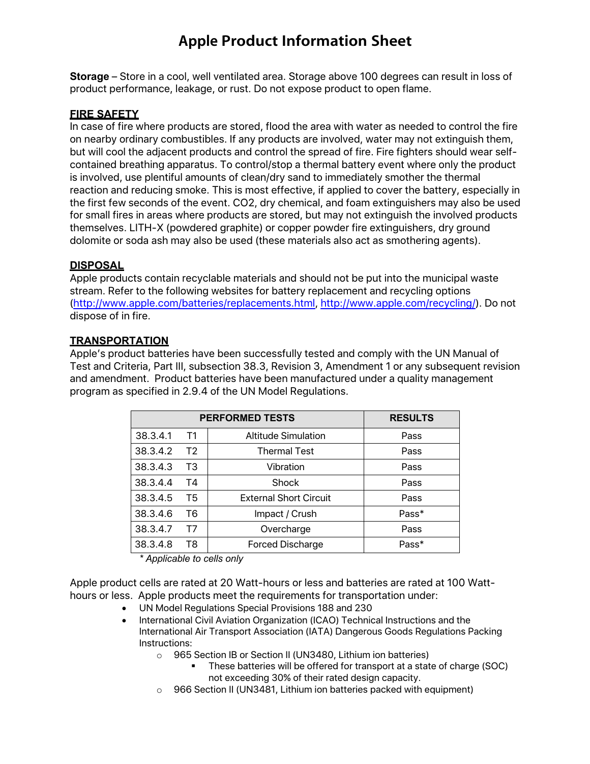# Apple Product Information Sheet

**Storage** – Store in a cool, well ventilated area. Storage above 100 degrees can result in loss of product performance, leakage, or rust. Do not expose product to open flame.

## FIRE SAFETY

In case of fire where products are stored, flood the area with water as needed to control the fire on nearby ordinary combustibles. If any products are involved, water may not extinguish them, but will cool the adjacent products and control the spread of fire. Fire fighters should wear self-contained breathing apparatus. To control/stop a thermal battery event where only the product is involved, use plentiful amounts of clean/dry sand to immediately smother the thermal reaction and reducing smoke. This is most effective, if applied to cover the battery, especially in the first few seconds of the event. CO2, dry chemical, and foam extinguishers may also be used for small fires in areas where products are stored, but may not extinguish the involved products themselves. LITH-X (powdered graphite) or copper powder fire extinguishers, dry ground dolomite or soda ash may also be used (these materials also act as smothering agents).

## DISPOSAL

Apple products contain recyclable materials and should not be put into the municipal waste stream. Refer to the following websites for battery replacement and recycling options (http://www.apple.com/batteries/replacements.html, http://www.apple.com/recycling/). Do not dispose of in fire.

## TRANSPORTATION

Apple's product batteries have been successfully tested and comply with the UN Manual of Test and Criteria, Part III, subsection 38.3, Revision 3, Amendment 1 or any subsequent revision and amendment. Product batteries have been manufactured under a quality management program as specified in 2.9.4 of the UN Model Regulations.

| PERFORMED TESTS | | | RESULTS |
|---|---|---|---|
| 38.3.4.1 | T1 | Altitude Simulation | Pass |
| 38.3.4.2 | T2 | Thermal Test | Pass |
| 38.3.4.3 | T3 | Vibration | Pass |
| 38.3.4.4 | T4 | Shock | Pass |
| 38.3.4.5 | T5 | External Short Circuit | Pass |
| 38.3.4.6 | T6 | Impact / Crush | Pass* |
| 38.3.4.7 | T7 | Overcharge | Pass |
| 38.3.4.8 | T8 | Forced Discharge | Pass* |

*\* Applicable to cells only*

Apple product cells are rated at 20 Watt-hours or less and batteries are rated at 100 Watt-hours or less. Apple products meet the requirements for transportation under:

- UN Model Regulations Special Provisions 188 and 230
- International Civil Aviation Organization (ICAO) Technical Instructions and the International Air Transport Association (IATA) Dangerous Goods Regulations Packing Instructions:
  - 965 Section IB or Section II (UN3480, Lithium ion batteries)
    - These batteries will be offered for transport at a state of charge (SOC) not exceeding 30% of their rated design capacity.
  - 966 Section II (UN3481, Lithium ion batteries packed with equipment)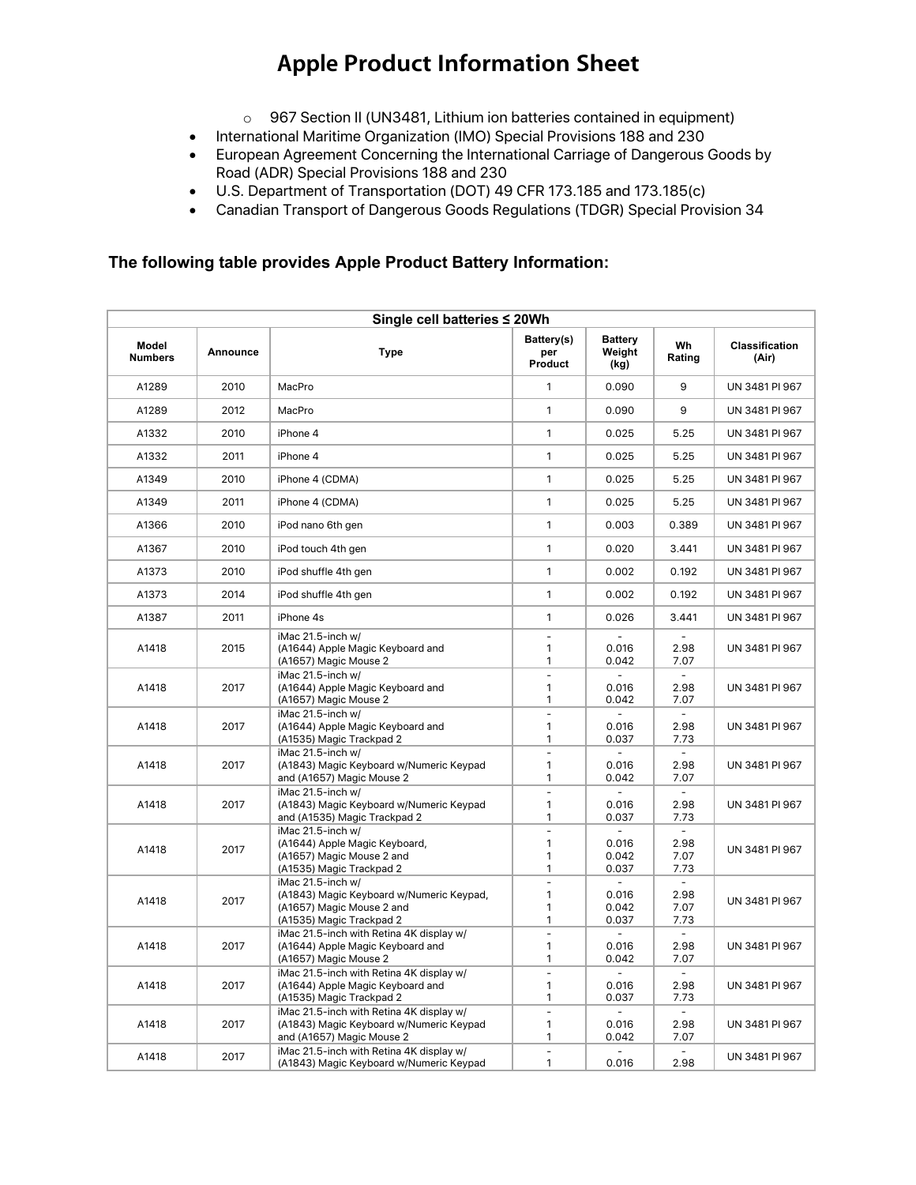# Apple Product Information Sheet

- 967 Section II (UN3481, Lithium ion batteries contained in equipment)
- International Maritime Organization (IMO) Special Provisions 188 and 230
- European Agreement Concerning the International Carriage of Dangerous Goods by Road (ADR) Special Provisions 188 and 230
- U.S. Department of Transportation (DOT) 49 CFR 173.185 and 173.185(c)
- Canadian Transport of Dangerous Goods Regulations (TDGR) Special Provision 34

### The following table provides Apple Product Battery Information:

| Single cell batteries ≤ 20Wh | | | | | | |
|---|---|---|---|---|---|---|
| Model Numbers | Announce | Type | Battery(s) per Product | Battery Weight (kg) | Wh Rating | Classification (Air) |
| A1289 | 2010 | MacPro | 1 | 0.090 | 9 | UN 3481 PI 967 |
| A1289 | 2012 | MacPro | 1 | 0.090 | 9 | UN 3481 PI 967 |
| A1332 | 2010 | iPhone 4 | 1 | 0.025 | 5.25 | UN 3481 PI 967 |
| A1332 | 2011 | iPhone 4 | 1 | 0.025 | 5.25 | UN 3481 PI 967 |
| A1349 | 2010 | iPhone 4 (CDMA) | 1 | 0.025 | 5.25 | UN 3481 PI 967 |
| A1349 | 2011 | iPhone 4 (CDMA) | 1 | 0.025 | 5.25 | UN 3481 PI 967 |
| A1366 | 2010 | iPod nano 6th gen | 1 | 0.003 | 0.389 | UN 3481 PI 967 |
| A1367 | 2010 | iPod touch 4th gen | 1 | 0.020 | 3.441 | UN 3481 PI 967 |
| A1373 | 2010 | iPod shuffle 4th gen | 1 | 0.002 | 0.192 | UN 3481 PI 967 |
| A1373 | 2014 | iPod shuffle 4th gen | 1 | 0.002 | 0.192 | UN 3481 PI 967 |
| A1387 | 2011 | iPhone 4s | 1 | 0.026 | 3.441 | UN 3481 PI 967 |
| A1418 | 2015 | iMac 21.5-inch w/<br>(A1644) Apple Magic Keyboard and<br>(A1657) Magic Mouse 2 | -<br>1<br>1 | -<br>0.016<br>0.042 | -<br>2.98<br>7.07 | UN 3481 PI 967 |
| A1418 | 2017 | iMac 21.5-inch w/<br>(A1644) Apple Magic Keyboard and<br>(A1657) Magic Mouse 2 | -<br>1<br>1 | -<br>0.016<br>0.042 | -<br>2.98<br>7.07 | UN 3481 PI 967 |
| A1418 | 2017 | iMac 21.5-inch w/<br>(A1644) Apple Magic Keyboard and<br>(A1535) Magic Trackpad 2 | -<br>1<br>1 | -<br>0.016<br>0.037 | -<br>2.98<br>7.73 | UN 3481 PI 967 |
| A1418 | 2017 | iMac 21.5-inch w/<br>(A1843) Magic Keyboard w/Numeric Keypad<br>and (A1657) Magic Mouse 2 | -<br>1<br>1 | -<br>0.016<br>0.042 | -<br>2.98<br>7.07 | UN 3481 PI 967 |
| A1418 | 2017 | iMac 21.5-inch w/<br>(A1843) Magic Keyboard w/Numeric Keypad<br>and (A1535) Magic Trackpad 2 | -<br>1<br>1 | -<br>0.016<br>0.037 | -<br>2.98<br>7.73 | UN 3481 PI 967 |
| A1418 | 2017 | iMac 21.5-inch w/<br>(A1644) Apple Magic Keyboard,<br>(A1657) Magic Mouse 2 and<br>(A1535) Magic Trackpad 2 | -<br>1<br>1<br>1 | -<br>0.016<br>0.042<br>0.037 | -<br>2.98<br>7.07<br>7.73 | UN 3481 PI 967 |
| A1418 | 2017 | iMac 21.5-inch w/<br>(A1843) Magic Keyboard w/Numeric Keypad,<br>(A1657) Magic Mouse 2 and<br>(A1535) Magic Trackpad 2 | -<br>1<br>1<br>1 | -<br>0.016<br>0.042<br>0.037 | -<br>2.98<br>7.07<br>7.73 | UN 3481 PI 967 |
| A1418 | 2017 | iMac 21.5-inch with Retina 4K display w/<br>(A1644) Apple Magic Keyboard and<br>(A1657) Magic Mouse 2 | -<br>1<br>1 | -<br>0.016<br>0.042 | -<br>2.98<br>7.07 | UN 3481 PI 967 |
| A1418 | 2017 | iMac 21.5-inch with Retina 4K display w/<br>(A1644) Apple Magic Keyboard and<br>(A1535) Magic Trackpad 2 | -<br>1<br>1 | -<br>0.016<br>0.037 | -<br>2.98<br>7.73 | UN 3481 PI 967 |
| A1418 | 2017 | iMac 21.5-inch with Retina 4K display w/<br>(A1843) Magic Keyboard w/Numeric Keypad<br>and (A1657) Magic Mouse 2 | -<br>1<br>1 | -<br>0.016<br>0.042 | -<br>2.98<br>7.07 | UN 3481 PI 967 |
| A1418 | 2017 | iMac 21.5-inch with Retina 4K display w/<br>(A1843) Magic Keyboard w/Numeric Keypad | -<br>1 | -<br>0.016 | -<br>2.98 | UN 3481 PI 967 |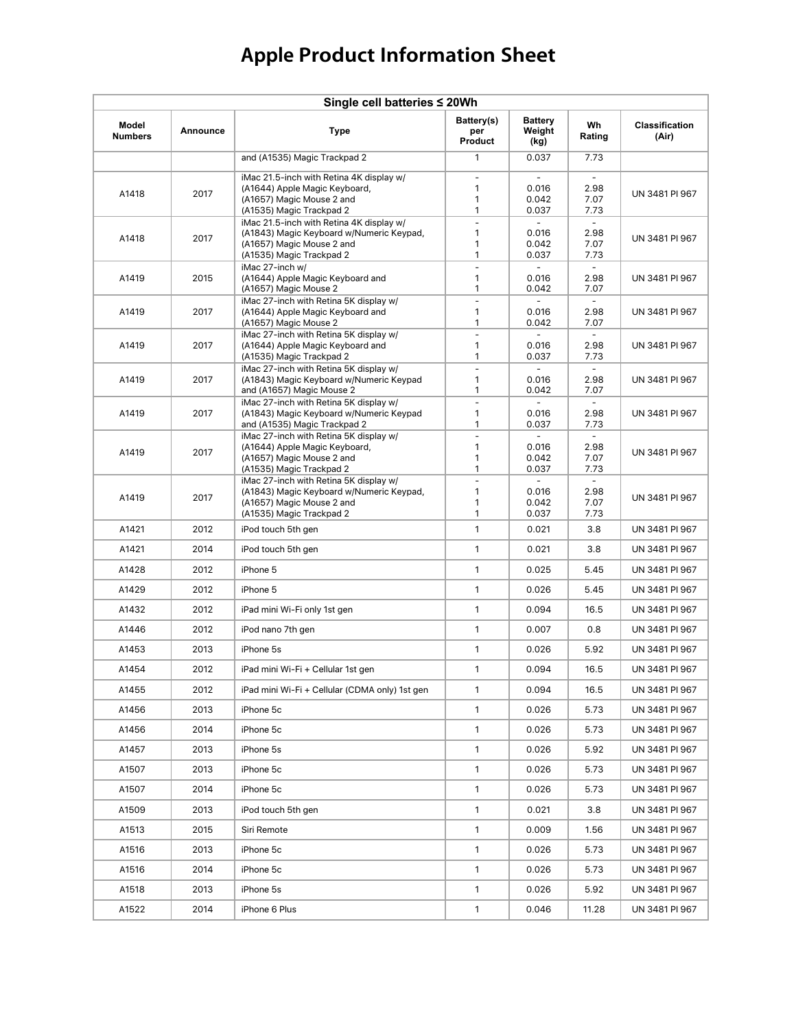# Apple Product Information Sheet

| Single cell batteries ≤ 20Wh | | | | | | |
|---|---|---|---|---|---|---|
| **Model Numbers** | **Announce** | **Type** | **Battery(s) per Product** | **Battery Weight (kg)** | **Wh Rating** | **Classification (Air)** |
| | | and (A1535) Magic Trackpad 2 | 1 | 0.037 | 7.73 | |
| A1418 | 2017 | iMac 21.5-inch with Retina 4K display w/<br>(A1644) Apple Magic Keyboard,<br>(A1657) Magic Mouse 2 and<br>(A1535) Magic Trackpad 2 | -<br>1<br>1<br>1 | -<br>0.016<br>0.042<br>0.037 | -<br>2.98<br>7.07<br>7.73 | UN 3481 PI 967 |
| A1418 | 2017 | iMac 21.5-inch with Retina 4K display w/<br>(A1843) Magic Keyboard w/Numeric Keypad,<br>(A1657) Magic Mouse 2 and<br>(A1535) Magic Trackpad 2 | -<br>1<br>1<br>1 | -<br>0.016<br>0.042<br>0.037 | -<br>2.98<br>7.07<br>7.73 | UN 3481 PI 967 |
| A1419 | 2015 | iMac 27-inch w/<br>(A1644) Apple Magic Keyboard and<br>(A1657) Magic Mouse 2 | -<br>1<br>1 | -<br>0.016<br>0.042 | -<br>2.98<br>7.07 | UN 3481 PI 967 |
| A1419 | 2017 | iMac 27-inch with Retina 5K display w/<br>(A1644) Apple Magic Keyboard and<br>(A1657) Magic Mouse 2 | -<br>1<br>1 | -<br>0.016<br>0.042 | -<br>2.98<br>7.07 | UN 3481 PI 967 |
| A1419 | 2017 | iMac 27-inch with Retina 5K display w/<br>(A1644) Apple Magic Keyboard and<br>(A1535) Magic Trackpad 2 | -<br>1<br>1 | -<br>0.016<br>0.037 | -<br>2.98<br>7.73 | UN 3481 PI 967 |
| A1419 | 2017 | iMac 27-inch with Retina 5K display w/<br>(A1843) Magic Keyboard w/Numeric Keypad<br>and (A1657) Magic Mouse 2 | -<br>1<br>1 | -<br>0.016<br>0.042 | -<br>2.98<br>7.07 | UN 3481 PI 967 |
| A1419 | 2017 | iMac 27-inch with Retina 5K display w/<br>(A1843) Magic Keyboard w/Numeric Keypad<br>and (A1535) Magic Trackpad 2 | -<br>1<br>1 | -<br>0.016<br>0.037 | -<br>2.98<br>7.73 | UN 3481 PI 967 |
| A1419 | 2017 | iMac 27-inch with Retina 5K display w/<br>(A1644) Apple Magic Keyboard,<br>(A1657) Magic Mouse 2 and<br>(A1535) Magic Trackpad 2 | -<br>1<br>1<br>1 | -<br>0.016<br>0.042<br>0.037 | -<br>2.98<br>7.07<br>7.73 | UN 3481 PI 967 |
| A1419 | 2017 | iMac 27-inch with Retina 5K display w/<br>(A1843) Magic Keyboard w/Numeric Keypad,<br>(A1657) Magic Mouse 2 and<br>(A1535) Magic Trackpad 2 | -<br>1<br>1<br>1 | -<br>0.016<br>0.042<br>0.037 | -<br>2.98<br>7.07<br>7.73 | UN 3481 PI 967 |
| A1421 | 2012 | iPod touch 5th gen | 1 | 0.021 | 3.8 | UN 3481 PI 967 |
| A1421 | 2014 | iPod touch 5th gen | 1 | 0.021 | 3.8 | UN 3481 PI 967 |
| A1428 | 2012 | iPhone 5 | 1 | 0.025 | 5.45 | UN 3481 PI 967 |
| A1429 | 2012 | iPhone 5 | 1 | 0.026 | 5.45 | UN 3481 PI 967 |
| A1432 | 2012 | iPad mini Wi-Fi only 1st gen | 1 | 0.094 | 16.5 | UN 3481 PI 967 |
| A1446 | 2012 | iPod nano 7th gen | 1 | 0.007 | 0.8 | UN 3481 PI 967 |
| A1453 | 2013 | iPhone 5s | 1 | 0.026 | 5.92 | UN 3481 PI 967 |
| A1454 | 2012 | iPad mini Wi-Fi + Cellular 1st gen | 1 | 0.094 | 16.5 | UN 3481 PI 967 |
| A1455 | 2012 | iPad mini Wi-Fi + Cellular (CDMA only) 1st gen | 1 | 0.094 | 16.5 | UN 3481 PI 967 |
| A1456 | 2013 | iPhone 5c | 1 | 0.026 | 5.73 | UN 3481 PI 967 |
| A1456 | 2014 | iPhone 5c | 1 | 0.026 | 5.73 | UN 3481 PI 967 |
| A1457 | 2013 | iPhone 5s | 1 | 0.026 | 5.92 | UN 3481 PI 967 |
| A1507 | 2013 | iPhone 5c | 1 | 0.026 | 5.73 | UN 3481 PI 967 |
| A1507 | 2014 | iPhone 5c | 1 | 0.026 | 5.73 | UN 3481 PI 967 |
| A1509 | 2013 | iPod touch 5th gen | 1 | 0.021 | 3.8 | UN 3481 PI 967 |
| A1513 | 2015 | Siri Remote | 1 | 0.009 | 1.56 | UN 3481 PI 967 |
| A1516 | 2013 | iPhone 5c | 1 | 0.026 | 5.73 | UN 3481 PI 967 |
| A1516 | 2014 | iPhone 5c | 1 | 0.026 | 5.73 | UN 3481 PI 967 |
| A1518 | 2013 | iPhone 5s | 1 | 0.026 | 5.92 | UN 3481 PI 967 |
| A1522 | 2014 | iPhone 6 Plus | 1 | 0.046 | 11.28 | UN 3481 PI 967 |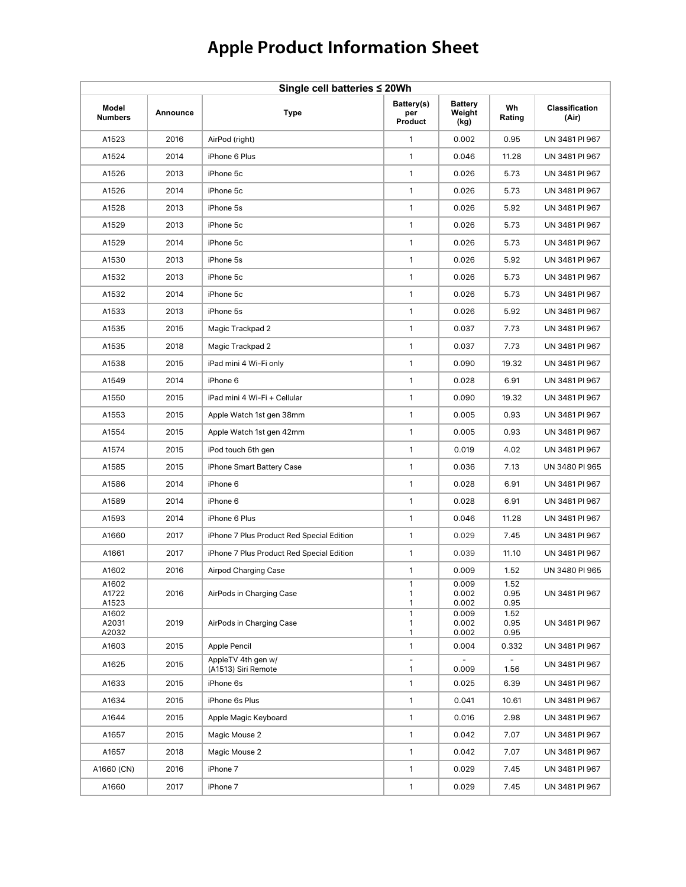# Apple Product Information Sheet

| Single cell batteries ≤ 20Wh | | | | | | |
|---|---|---|---|---|---|---|
| Model Numbers | Announce | Type | Battery(s) per Product | Battery Weight (kg) | Wh Rating | Classification (Air) |
| A1523 | 2016 | AirPod (right) | 1 | 0.002 | 0.95 | UN 3481 PI 967 |
| A1524 | 2014 | iPhone 6 Plus | 1 | 0.046 | 11.28 | UN 3481 PI 967 |
| A1526 | 2013 | iPhone 5c | 1 | 0.026 | 5.73 | UN 3481 PI 967 |
| A1526 | 2014 | iPhone 5c | 1 | 0.026 | 5.73 | UN 3481 PI 967 |
| A1528 | 2013 | iPhone 5s | 1 | 0.026 | 5.92 | UN 3481 PI 967 |
| A1529 | 2013 | iPhone 5c | 1 | 0.026 | 5.73 | UN 3481 PI 967 |
| A1529 | 2014 | iPhone 5c | 1 | 0.026 | 5.73 | UN 3481 PI 967 |
| A1530 | 2013 | iPhone 5s | 1 | 0.026 | 5.92 | UN 3481 PI 967 |
| A1532 | 2013 | iPhone 5c | 1 | 0.026 | 5.73 | UN 3481 PI 967 |
| A1532 | 2014 | iPhone 5c | 1 | 0.026 | 5.73 | UN 3481 PI 967 |
| A1533 | 2013 | iPhone 5s | 1 | 0.026 | 5.92 | UN 3481 PI 967 |
| A1535 | 2015 | Magic Trackpad 2 | 1 | 0.037 | 7.73 | UN 3481 PI 967 |
| A1535 | 2018 | Magic Trackpad 2 | 1 | 0.037 | 7.73 | UN 3481 PI 967 |
| A1538 | 2015 | iPad mini 4 Wi-Fi only | 1 | 0.090 | 19.32 | UN 3481 PI 967 |
| A1549 | 2014 | iPhone 6 | 1 | 0.028 | 6.91 | UN 3481 PI 967 |
| A1550 | 2015 | iPad mini 4 Wi-Fi + Cellular | 1 | 0.090 | 19.32 | UN 3481 PI 967 |
| A1553 | 2015 | Apple Watch 1st gen 38mm | 1 | 0.005 | 0.93 | UN 3481 PI 967 |
| A1554 | 2015 | Apple Watch 1st gen 42mm | 1 | 0.005 | 0.93 | UN 3481 PI 967 |
| A1574 | 2015 | iPod touch 6th gen | 1 | 0.019 | 4.02 | UN 3481 PI 967 |
| A1585 | 2015 | iPhone Smart Battery Case | 1 | 0.036 | 7.13 | UN 3480 PI 965 |
| A1586 | 2014 | iPhone 6 | 1 | 0.028 | 6.91 | UN 3481 PI 967 |
| A1589 | 2014 | iPhone 6 | 1 | 0.028 | 6.91 | UN 3481 PI 967 |
| A1593 | 2014 | iPhone 6 Plus | 1 | 0.046 | 11.28 | UN 3481 PI 967 |
| A1660 | 2017 | iPhone 7 Plus Product Red Special Edition | 1 | 0.029 | 7.45 | UN 3481 PI 967 |
| A1661 | 2017 | iPhone 7 Plus Product Red Special Edition | 1 | 0.039 | 11.10 | UN 3481 PI 967 |
| A1602 | 2016 | Airpod Charging Case | 1 | 0.009 | 1.52 | UN 3480 PI 965 |
| A1602<br>A1722<br>A1523 | 2016 | AirPods in Charging Case | 1<br>1<br>1 | 0.009<br>0.002<br>0.002 | 1.52<br>0.95<br>0.95 | UN 3481 PI 967 |
| A1602<br>A2031<br>A2032 | 2019 | AirPods in Charging Case | 1<br>1<br>1 | 0.009<br>0.002<br>0.002 | 1.52<br>0.95<br>0.95 | UN 3481 PI 967 |
| A1603 | 2015 | Apple Pencil | 1 | 0.004 | 0.332 | UN 3481 PI 967 |
| A1625 | 2015 | AppleTV 4th gen w/<br>(A1513) Siri Remote | -<br>1 | -<br>0.009 | -<br>1.56 | UN 3481 PI 967 |
| A1633 | 2015 | iPhone 6s | 1 | 0.025 | 6.39 | UN 3481 PI 967 |
| A1634 | 2015 | iPhone 6s Plus | 1 | 0.041 | 10.61 | UN 3481 PI 967 |
| A1644 | 2015 | Apple Magic Keyboard | 1 | 0.016 | 2.98 | UN 3481 PI 967 |
| A1657 | 2015 | Magic Mouse 2 | 1 | 0.042 | 7.07 | UN 3481 PI 967 |
| A1657 | 2018 | Magic Mouse 2 | 1 | 0.042 | 7.07 | UN 3481 PI 967 |
| A1660 (CN) | 2016 | iPhone 7 | 1 | 0.029 | 7.45 | UN 3481 PI 967 |
| A1660 | 2017 | iPhone 7 | 1 | 0.029 | 7.45 | UN 3481 PI 967 |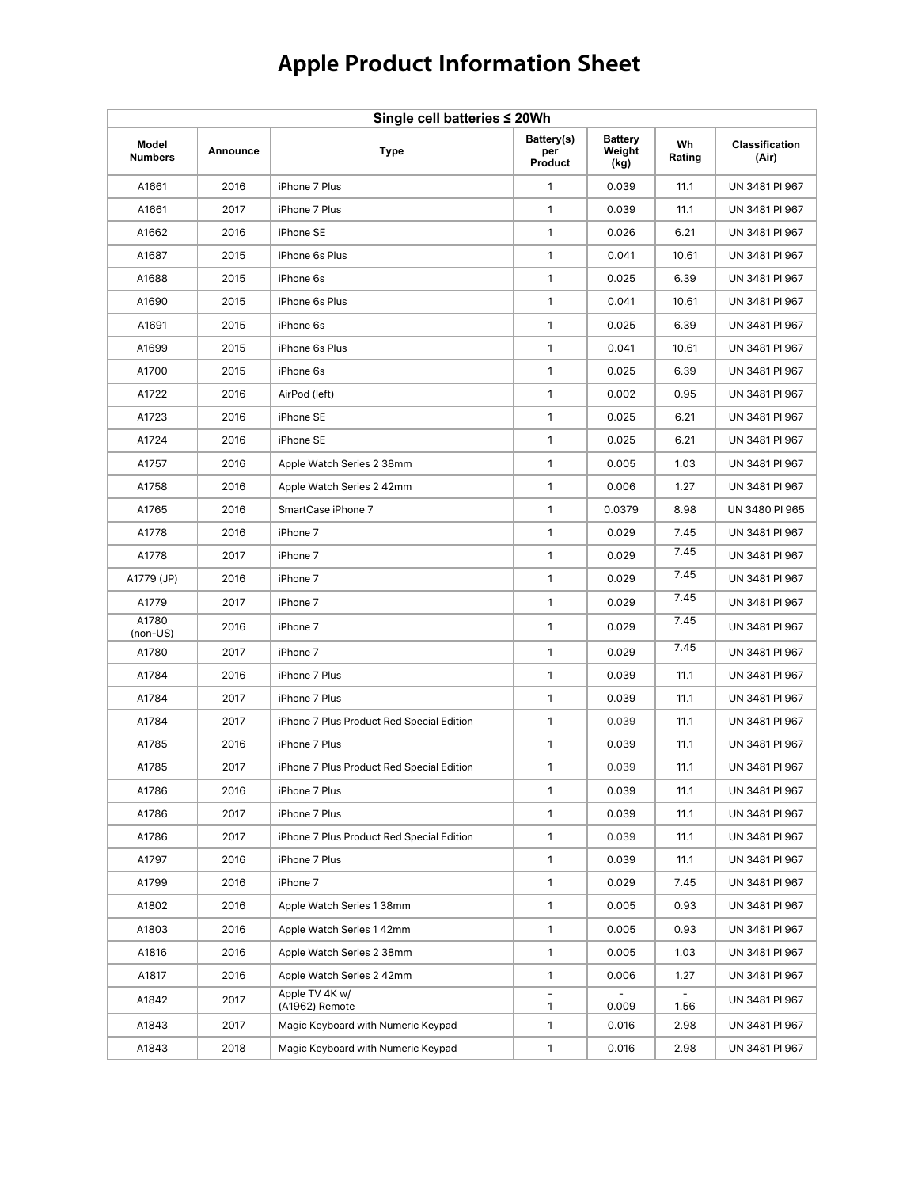# Apple Product Information Sheet

| Single cell batteries ≤ 20Wh | | | | | | |
|---|---|---|---|---|---|---|
| **Model Numbers** | **Announce** | **Type** | **Battery(s) per Product** | **Battery Weight (kg)** | **Wh Rating** | **Classification (Air)** |
| A1661 | 2016 | iPhone 7 Plus | 1 | 0.039 | 11.1 | UN 3481 PI 967 |
| A1661 | 2017 | iPhone 7 Plus | 1 | 0.039 | 11.1 | UN 3481 PI 967 |
| A1662 | 2016 | iPhone SE | 1 | 0.026 | 6.21 | UN 3481 PI 967 |
| A1687 | 2015 | iPhone 6s Plus | 1 | 0.041 | 10.61 | UN 3481 PI 967 |
| A1688 | 2015 | iPhone 6s | 1 | 0.025 | 6.39 | UN 3481 PI 967 |
| A1690 | 2015 | iPhone 6s Plus | 1 | 0.041 | 10.61 | UN 3481 PI 967 |
| A1691 | 2015 | iPhone 6s | 1 | 0.025 | 6.39 | UN 3481 PI 967 |
| A1699 | 2015 | iPhone 6s Plus | 1 | 0.041 | 10.61 | UN 3481 PI 967 |
| A1700 | 2015 | iPhone 6s | 1 | 0.025 | 6.39 | UN 3481 PI 967 |
| A1722 | 2016 | AirPod (left) | 1 | 0.002 | 0.95 | UN 3481 PI 967 |
| A1723 | 2016 | iPhone SE | 1 | 0.025 | 6.21 | UN 3481 PI 967 |
| A1724 | 2016 | iPhone SE | 1 | 0.025 | 6.21 | UN 3481 PI 967 |
| A1757 | 2016 | Apple Watch Series 2 38mm | 1 | 0.005 | 1.03 | UN 3481 PI 967 |
| A1758 | 2016 | Apple Watch Series 2 42mm | 1 | 0.006 | 1.27 | UN 3481 PI 967 |
| A1765 | 2016 | SmartCase iPhone 7 | 1 | 0.0379 | 8.98 | UN 3480 PI 965 |
| A1778 | 2016 | iPhone 7 | 1 | 0.029 | 7.45 | UN 3481 PI 967 |
| A1778 | 2017 | iPhone 7 | 1 | 0.029 | 7.45 | UN 3481 PI 967 |
| A1779 (JP) | 2016 | iPhone 7 | 1 | 0.029 | 7.45 | UN 3481 PI 967 |
| A1779 | 2017 | iPhone 7 | 1 | 0.029 | 7.45 | UN 3481 PI 967 |
| A1780 (non-US) | 2016 | iPhone 7 | 1 | 0.029 | 7.45 | UN 3481 PI 967 |
| A1780 | 2017 | iPhone 7 | 1 | 0.029 | 7.45 | UN 3481 PI 967 |
| A1784 | 2016 | iPhone 7 Plus | 1 | 0.039 | 11.1 | UN 3481 PI 967 |
| A1784 | 2017 | iPhone 7 Plus | 1 | 0.039 | 11.1 | UN 3481 PI 967 |
| A1784 | 2017 | iPhone 7 Plus Product Red Special Edition | 1 | 0.039 | 11.1 | UN 3481 PI 967 |
| A1785 | 2016 | iPhone 7 Plus | 1 | 0.039 | 11.1 | UN 3481 PI 967 |
| A1785 | 2017 | iPhone 7 Plus Product Red Special Edition | 1 | 0.039 | 11.1 | UN 3481 PI 967 |
| A1786 | 2016 | iPhone 7 Plus | 1 | 0.039 | 11.1 | UN 3481 PI 967 |
| A1786 | 2017 | iPhone 7 Plus | 1 | 0.039 | 11.1 | UN 3481 PI 967 |
| A1786 | 2017 | iPhone 7 Plus Product Red Special Edition | 1 | 0.039 | 11.1 | UN 3481 PI 967 |
| A1797 | 2016 | iPhone 7 Plus | 1 | 0.039 | 11.1 | UN 3481 PI 967 |
| A1799 | 2016 | iPhone 7 | 1 | 0.029 | 7.45 | UN 3481 PI 967 |
| A1802 | 2016 | Apple Watch Series 1 38mm | 1 | 0.005 | 0.93 | UN 3481 PI 967 |
| A1803 | 2016 | Apple Watch Series 1 42mm | 1 | 0.005 | 0.93 | UN 3481 PI 967 |
| A1816 | 2016 | Apple Watch Series 2 38mm | 1 | 0.005 | 1.03 | UN 3481 PI 967 |
| A1817 | 2016 | Apple Watch Series 2 42mm | 1 | 0.006 | 1.27 | UN 3481 PI 967 |
| A1842 | 2017 | Apple TV 4K w/ (A1962) Remote | - 1 | - 0.009 | - 1.56 | UN 3481 PI 967 |
| A1843 | 2017 | Magic Keyboard with Numeric Keypad | 1 | 0.016 | 2.98 | UN 3481 PI 967 |
| A1843 | 2018 | Magic Keyboard with Numeric Keypad | 1 | 0.016 | 2.98 | UN 3481 PI 967 |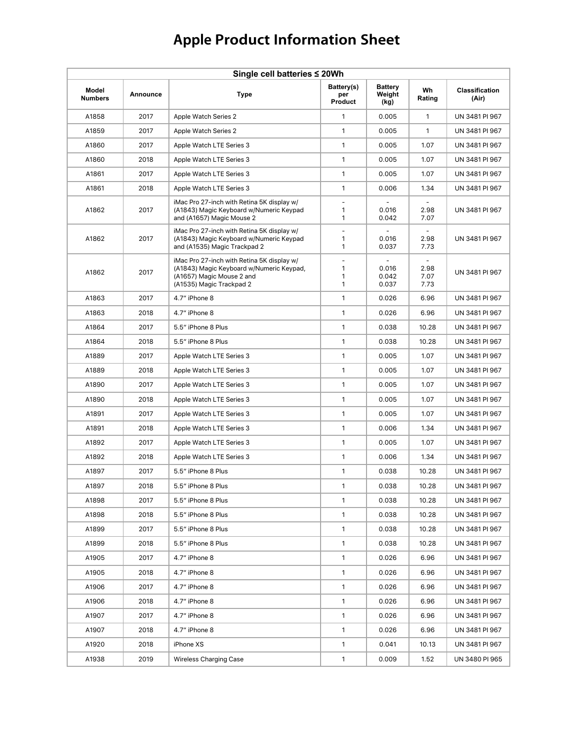# Apple Product Information Sheet

| Single cell batteries ≤ 20Wh | | | | | | |
|---|---|---|---|---|---|---|
| **Model Numbers** | **Announce** | **Type** | **Battery(s) per Product** | **Battery Weight (kg)** | **Wh Rating** | **Classification (Air)** |
| A1858 | 2017 | Apple Watch Series 2 | 1 | 0.005 | 1 | UN 3481 PI 967 |
| A1859 | 2017 | Apple Watch Series 2 | 1 | 0.005 | 1 | UN 3481 PI 967 |
| A1860 | 2017 | Apple Watch LTE Series 3 | 1 | 0.005 | 1.07 | UN 3481 PI 967 |
| A1860 | 2018 | Apple Watch LTE Series 3 | 1 | 0.005 | 1.07 | UN 3481 PI 967 |
| A1861 | 2017 | Apple Watch LTE Series 3 | 1 | 0.005 | 1.07 | UN 3481 PI 967 |
| A1861 | 2018 | Apple Watch LTE Series 3 | 1 | 0.006 | 1.34 | UN 3481 PI 967 |
| A1862 | 2017 | iMac Pro 27-inch with Retina 5K display w/ (A1843) Magic Keyboard w/Numeric Keypad and (A1657) Magic Mouse 2 | -<br>1<br>1 | -<br>0.016<br>0.042 | -<br>2.98<br>7.07 | UN 3481 PI 967 |
| A1862 | 2017 | iMac Pro 27-inch with Retina 5K display w/ (A1843) Magic Keyboard w/Numeric Keypad and (A1535) Magic Trackpad 2 | -<br>1<br>1 | -<br>0.016<br>0.037 | -<br>2.98<br>7.73 | UN 3481 PI 967 |
| A1862 | 2017 | iMac Pro 27-inch with Retina 5K display w/ (A1843) Magic Keyboard w/Numeric Keypad, (A1657) Magic Mouse 2 and (A1535) Magic Trackpad 2 | -<br>1<br>1<br>1 | -<br>0.016<br>0.042<br>0.037 | -<br>2.98<br>7.07<br>7.73 | UN 3481 PI 967 |
| A1863 | 2017 | 4.7″ iPhone 8 | 1 | 0.026 | 6.96 | UN 3481 PI 967 |
| A1863 | 2018 | 4.7″ iPhone 8 | 1 | 0.026 | 6.96 | UN 3481 PI 967 |
| A1864 | 2017 | 5.5″ iPhone 8 Plus | 1 | 0.038 | 10.28 | UN 3481 PI 967 |
| A1864 | 2018 | 5.5″ iPhone 8 Plus | 1 | 0.038 | 10.28 | UN 3481 PI 967 |
| A1889 | 2017 | Apple Watch LTE Series 3 | 1 | 0.005 | 1.07 | UN 3481 PI 967 |
| A1889 | 2018 | Apple Watch LTE Series 3 | 1 | 0.005 | 1.07 | UN 3481 PI 967 |
| A1890 | 2017 | Apple Watch LTE Series 3 | 1 | 0.005 | 1.07 | UN 3481 PI 967 |
| A1890 | 2018 | Apple Watch LTE Series 3 | 1 | 0.005 | 1.07 | UN 3481 PI 967 |
| A1891 | 2017 | Apple Watch LTE Series 3 | 1 | 0.005 | 1.07 | UN 3481 PI 967 |
| A1891 | 2018 | Apple Watch LTE Series 3 | 1 | 0.006 | 1.34 | UN 3481 PI 967 |
| A1892 | 2017 | Apple Watch LTE Series 3 | 1 | 0.005 | 1.07 | UN 3481 PI 967 |
| A1892 | 2018 | Apple Watch LTE Series 3 | 1 | 0.006 | 1.34 | UN 3481 PI 967 |
| A1897 | 2017 | 5.5″ iPhone 8 Plus | 1 | 0.038 | 10.28 | UN 3481 PI 967 |
| A1897 | 2018 | 5.5″ iPhone 8 Plus | 1 | 0.038 | 10.28 | UN 3481 PI 967 |
| A1898 | 2017 | 5.5″ iPhone 8 Plus | 1 | 0.038 | 10.28 | UN 3481 PI 967 |
| A1898 | 2018 | 5.5″ iPhone 8 Plus | 1 | 0.038 | 10.28 | UN 3481 PI 967 |
| A1899 | 2017 | 5.5″ iPhone 8 Plus | 1 | 0.038 | 10.28 | UN 3481 PI 967 |
| A1899 | 2018 | 5.5″ iPhone 8 Plus | 1 | 0.038 | 10.28 | UN 3481 PI 967 |
| A1905 | 2017 | 4.7″ iPhone 8 | 1 | 0.026 | 6.96 | UN 3481 PI 967 |
| A1905 | 2018 | 4.7″ iPhone 8 | 1 | 0.026 | 6.96 | UN 3481 PI 967 |
| A1906 | 2017 | 4.7″ iPhone 8 | 1 | 0.026 | 6.96 | UN 3481 PI 967 |
| A1906 | 2018 | 4.7″ iPhone 8 | 1 | 0.026 | 6.96 | UN 3481 PI 967 |
| A1907 | 2017 | 4.7″ iPhone 8 | 1 | 0.026 | 6.96 | UN 3481 PI 967 |
| A1907 | 2018 | 4.7″ iPhone 8 | 1 | 0.026 | 6.96 | UN 3481 PI 967 |
| A1920 | 2018 | iPhone XS | 1 | 0.041 | 10.13 | UN 3481 PI 967 |
| A1938 | 2019 | Wireless Charging Case | 1 | 0.009 | 1.52 | UN 3480 PI 965 |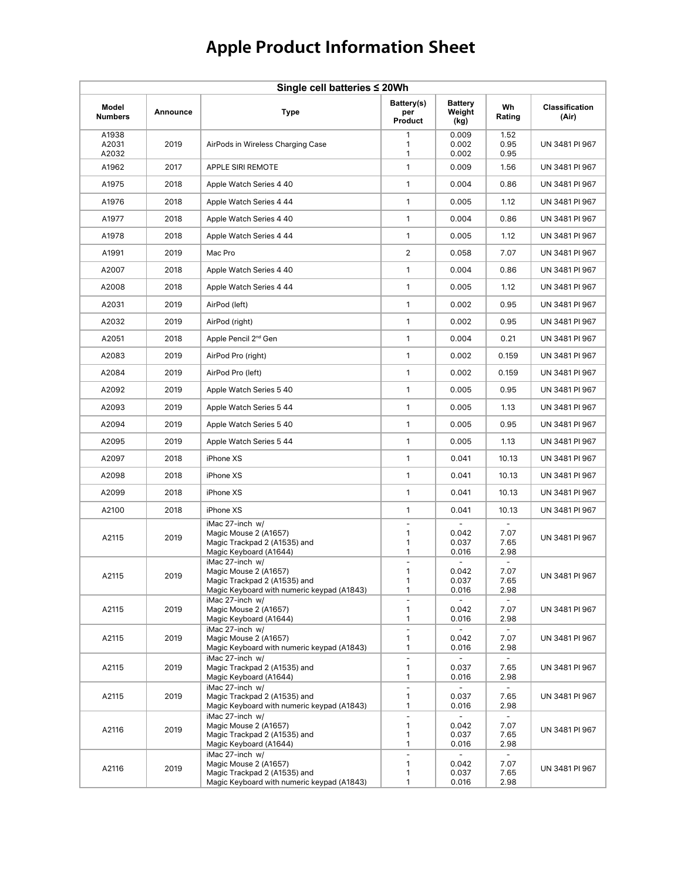# Apple Product Information Sheet

| Single cell batteries ≤ 20Wh | | | | | | |
|---|---|---|---|---|---|---|
| **Model Numbers** | **Announce** | **Type** | **Battery(s) per Product** | **Battery Weight (kg)** | **Wh Rating** | **Classification (Air)** |
| A1938<br>A2031<br>A2032 | 2019 | AirPods in Wireless Charging Case | 1<br>1<br>1 | 0.009<br>0.002<br>0.002 | 1.52<br>0.95<br>0.95 | UN 3481 PI 967 |
| A1962 | 2017 | APPLE SIRI REMOTE | 1 | 0.009 | 1.56 | UN 3481 PI 967 |
| A1975 | 2018 | Apple Watch Series 4 40 | 1 | 0.004 | 0.86 | UN 3481 PI 967 |
| A1976 | 2018 | Apple Watch Series 4 44 | 1 | 0.005 | 1.12 | UN 3481 PI 967 |
| A1977 | 2018 | Apple Watch Series 4 40 | 1 | 0.004 | 0.86 | UN 3481 PI 967 |
| A1978 | 2018 | Apple Watch Series 4 44 | 1 | 0.005 | 1.12 | UN 3481 PI 967 |
| A1991 | 2019 | Mac Pro | 2 | 0.058 | 7.07 | UN 3481 PI 967 |
| A2007 | 2018 | Apple Watch Series 4 40 | 1 | 0.004 | 0.86 | UN 3481 PI 967 |
| A2008 | 2018 | Apple Watch Series 4 44 | 1 | 0.005 | 1.12 | UN 3481 PI 967 |
| A2031 | 2019 | AirPod (left) | 1 | 0.002 | 0.95 | UN 3481 PI 967 |
| A2032 | 2019 | AirPod (right) | 1 | 0.002 | 0.95 | UN 3481 PI 967 |
| A2051 | 2018 | Apple Pencil 2nd Gen | 1 | 0.004 | 0.21 | UN 3481 PI 967 |
| A2083 | 2019 | AirPod Pro (right) | 1 | 0.002 | 0.159 | UN 3481 PI 967 |
| A2084 | 2019 | AirPod Pro (left) | 1 | 0.002 | 0.159 | UN 3481 PI 967 |
| A2092 | 2019 | Apple Watch Series 5 40 | 1 | 0.005 | 0.95 | UN 3481 PI 967 |
| A2093 | 2019 | Apple Watch Series 5 44 | 1 | 0.005 | 1.13 | UN 3481 PI 967 |
| A2094 | 2019 | Apple Watch Series 5 40 | 1 | 0.005 | 0.95 | UN 3481 PI 967 |
| A2095 | 2019 | Apple Watch Series 5 44 | 1 | 0.005 | 1.13 | UN 3481 PI 967 |
| A2097 | 2018 | iPhone XS | 1 | 0.041 | 10.13 | UN 3481 PI 967 |
| A2098 | 2018 | iPhone XS | 1 | 0.041 | 10.13 | UN 3481 PI 967 |
| A2099 | 2018 | iPhone XS | 1 | 0.041 | 10.13 | UN 3481 PI 967 |
| A2100 | 2018 | iPhone XS | 1 | 0.041 | 10.13 | UN 3481 PI 967 |
| A2115 | 2019 | iMac 27-inch w/<br>Magic Mouse 2 (A1657)<br>Magic Trackpad 2 (A1535) and<br>Magic Keyboard (A1644) | -<br>1<br>1<br>1 | -<br>0.042<br>0.037<br>0.016 | -<br>7.07<br>7.65<br>2.98 | UN 3481 PI 967 |
| A2115 | 2019 | iMac 27-inch w/<br>Magic Mouse 2 (A1657)<br>Magic Trackpad 2 (A1535) and<br>Magic Keyboard with numeric keypad (A1843) | -<br>1<br>1<br>1 | -<br>0.042<br>0.037<br>0.016 | -<br>7.07<br>7.65<br>2.98 | UN 3481 PI 967 |
| A2115 | 2019 | iMac 27-inch w/<br>Magic Mouse 2 (A1657)<br>Magic Keyboard (A1644) | -<br>1<br>1 | -<br>0.042<br>0.016 | -<br>7.07<br>2.98 | UN 3481 PI 967 |
| A2115 | 2019 | iMac 27-inch w/<br>Magic Mouse 2 (A1657)<br>Magic Keyboard with numeric keypad (A1843) | -<br>1<br>1 | -<br>0.042<br>0.016 | -<br>7.07<br>2.98 | UN 3481 PI 967 |
| A2115 | 2019 | iMac 27-inch w/<br>Magic Trackpad 2 (A1535) and<br>Magic Keyboard (A1644) | -<br>1<br>1 | -<br>0.037<br>0.016 | -<br>7.65<br>2.98 | UN 3481 PI 967 |
| A2115 | 2019 | iMac 27-inch w/<br>Magic Trackpad 2 (A1535) and<br>Magic Keyboard with numeric keypad (A1843) | -<br>1<br>1 | -<br>0.037<br>0.016 | -<br>7.65<br>2.98 | UN 3481 PI 967 |
| A2116 | 2019 | iMac 27-inch w/<br>Magic Mouse 2 (A1657)<br>Magic Trackpad 2 (A1535) and<br>Magic Keyboard (A1644) | -<br>1<br>1<br>1 | -<br>0.042<br>0.037<br>0.016 | -<br>7.07<br>7.65<br>2.98 | UN 3481 PI 967 |
| A2116 | 2019 | iMac 27-inch w/<br>Magic Mouse 2 (A1657)<br>Magic Trackpad 2 (A1535) and<br>Magic Keyboard with numeric keypad (A1843) | -<br>1<br>1<br>1 | -<br>0.042<br>0.037<br>0.016 | -<br>7.07<br>7.65<br>2.98 | UN 3481 PI 967 |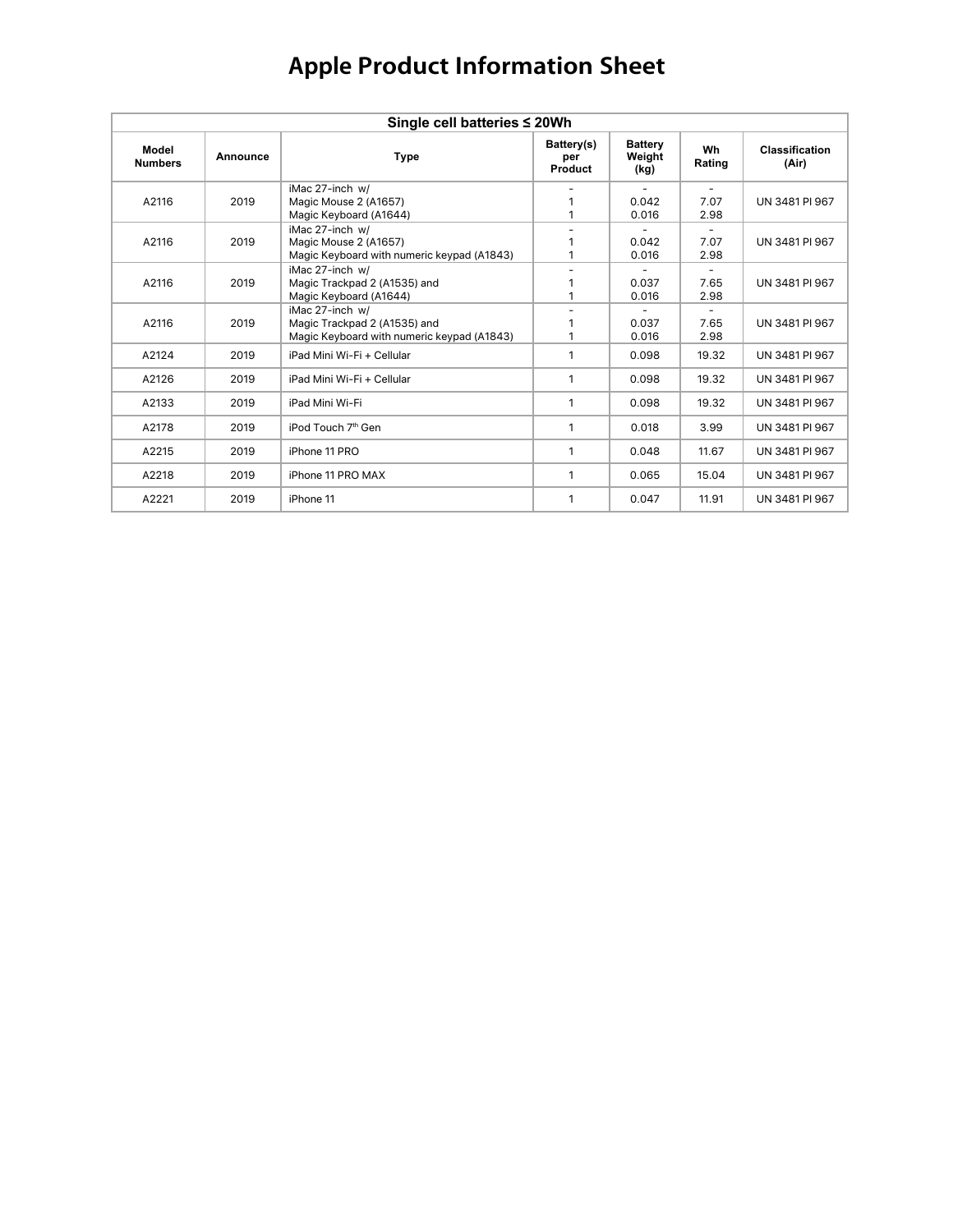# Apple Product Information Sheet

| Single cell batteries ≤ 20Wh | | | | | | |
|---|---|---|---|---|---|---|
| **Model Numbers** | **Announce** | **Type** | **Battery(s) per Product** | **Battery Weight (kg)** | **Wh Rating** | **Classification (Air)** |
| A2116 | 2019 | iMac 27-inch w/<br>Magic Mouse 2 (A1657)<br>Magic Keyboard (A1644) | -<br>1<br>1 | -<br>0.042<br>0.016 | -<br>7.07<br>2.98 | UN 3481 PI 967 |
| A2116 | 2019 | iMac 27-inch w/<br>Magic Mouse 2 (A1657)<br>Magic Keyboard with numeric keypad (A1843) | -<br>1<br>1 | -<br>0.042<br>0.016 | -<br>7.07<br>2.98 | UN 3481 PI 967 |
| A2116 | 2019 | iMac 27-inch w/<br>Magic Trackpad 2 (A1535) and<br>Magic Keyboard (A1644) | -<br>1<br>1 | -<br>0.037<br>0.016 | -<br>7.65<br>2.98 | UN 3481 PI 967 |
| A2116 | 2019 | iMac 27-inch w/<br>Magic Trackpad 2 (A1535) and<br>Magic Keyboard with numeric keypad (A1843) | -<br>1<br>1 | -<br>0.037<br>0.016 | -<br>7.65<br>2.98 | UN 3481 PI 967 |
| A2124 | 2019 | iPad Mini Wi-Fi + Cellular | 1 | 0.098 | 19.32 | UN 3481 PI 967 |
| A2126 | 2019 | iPad Mini Wi-Fi + Cellular | 1 | 0.098 | 19.32 | UN 3481 PI 967 |
| A2133 | 2019 | iPad Mini Wi-Fi | 1 | 0.098 | 19.32 | UN 3481 PI 967 |
| A2178 | 2019 | iPod Touch 7th Gen | 1 | 0.018 | 3.99 | UN 3481 PI 967 |
| A2215 | 2019 | iPhone 11 PRO | 1 | 0.048 | 11.67 | UN 3481 PI 967 |
| A2218 | 2019 | iPhone 11 PRO MAX | 1 | 0.065 | 15.04 | UN 3481 PI 967 |
| A2221 | 2019 | iPhone 11 | 1 | 0.047 | 11.91 | UN 3481 PI 967 |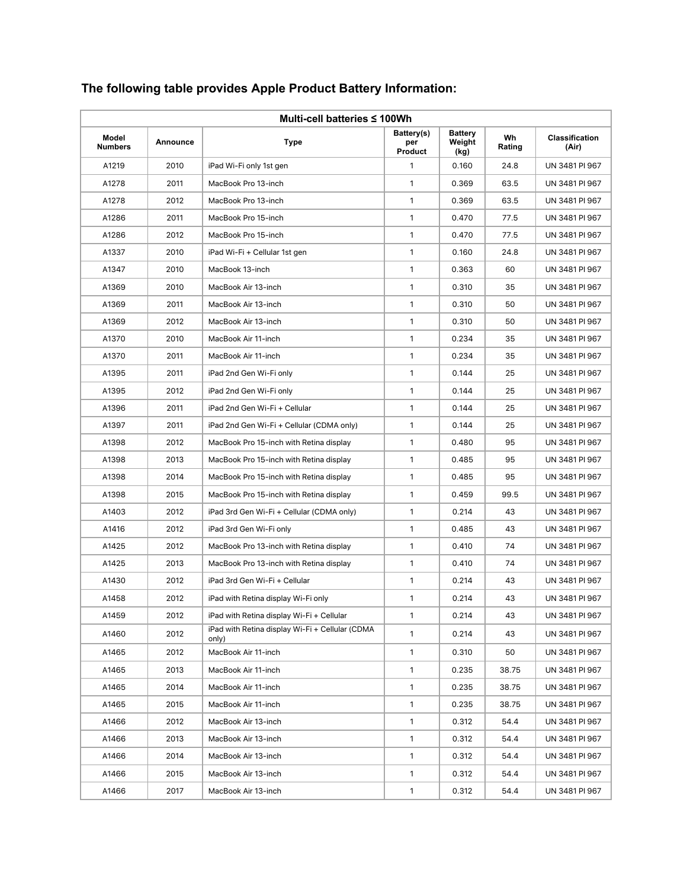## The following table provides Apple Product Battery Information:

| Multi-cell batteries ≤ 100Wh | | | | | | |
|---|---|---|---|---|---|---|
| **Model Numbers** | **Announce** | **Type** | **Battery(s) per Product** | **Battery Weight (kg)** | **Wh Rating** | **Classification (Air)** |
| A1219 | 2010 | iPad Wi-Fi only 1st gen | 1 | 0.160 | 24.8 | UN 3481 PI 967 |
| A1278 | 2011 | MacBook Pro 13-inch | 1 | 0.369 | 63.5 | UN 3481 PI 967 |
| A1278 | 2012 | MacBook Pro 13-inch | 1 | 0.369 | 63.5 | UN 3481 PI 967 |
| A1286 | 2011 | MacBook Pro 15-inch | 1 | 0.470 | 77.5 | UN 3481 PI 967 |
| A1286 | 2012 | MacBook Pro 15-inch | 1 | 0.470 | 77.5 | UN 3481 PI 967 |
| A1337 | 2010 | iPad Wi-Fi + Cellular 1st gen | 1 | 0.160 | 24.8 | UN 3481 PI 967 |
| A1347 | 2010 | MacBook 13-inch | 1 | 0.363 | 60 | UN 3481 PI 967 |
| A1369 | 2010 | MacBook Air 13-inch | 1 | 0.310 | 35 | UN 3481 PI 967 |
| A1369 | 2011 | MacBook Air 13-inch | 1 | 0.310 | 50 | UN 3481 PI 967 |
| A1369 | 2012 | MacBook Air 13-inch | 1 | 0.310 | 50 | UN 3481 PI 967 |
| A1370 | 2010 | MacBook Air 11-inch | 1 | 0.234 | 35 | UN 3481 PI 967 |
| A1370 | 2011 | MacBook Air 11-inch | 1 | 0.234 | 35 | UN 3481 PI 967 |
| A1395 | 2011 | iPad 2nd Gen Wi-Fi only | 1 | 0.144 | 25 | UN 3481 PI 967 |
| A1395 | 2012 | iPad 2nd Gen Wi-Fi only | 1 | 0.144 | 25 | UN 3481 PI 967 |
| A1396 | 2011 | iPad 2nd Gen Wi-Fi + Cellular | 1 | 0.144 | 25 | UN 3481 PI 967 |
| A1397 | 2011 | iPad 2nd Gen Wi-Fi + Cellular (CDMA only) | 1 | 0.144 | 25 | UN 3481 PI 967 |
| A1398 | 2012 | MacBook Pro 15-inch with Retina display | 1 | 0.480 | 95 | UN 3481 PI 967 |
| A1398 | 2013 | MacBook Pro 15-inch with Retina display | 1 | 0.485 | 95 | UN 3481 PI 967 |
| A1398 | 2014 | MacBook Pro 15-inch with Retina display | 1 | 0.485 | 95 | UN 3481 PI 967 |
| A1398 | 2015 | MacBook Pro 15-inch with Retina display | 1 | 0.459 | 99.5 | UN 3481 PI 967 |
| A1403 | 2012 | iPad 3rd Gen Wi-Fi + Cellular (CDMA only) | 1 | 0.214 | 43 | UN 3481 PI 967 |
| A1416 | 2012 | iPad 3rd Gen Wi-Fi only | 1 | 0.485 | 43 | UN 3481 PI 967 |
| A1425 | 2012 | MacBook Pro 13-inch with Retina display | 1 | 0.410 | 74 | UN 3481 PI 967 |
| A1425 | 2013 | MacBook Pro 13-inch with Retina display | 1 | 0.410 | 74 | UN 3481 PI 967 |
| A1430 | 2012 | iPad 3rd Gen Wi-Fi + Cellular | 1 | 0.214 | 43 | UN 3481 PI 967 |
| A1458 | 2012 | iPad with Retina display Wi-Fi only | 1 | 0.214 | 43 | UN 3481 PI 967 |
| A1459 | 2012 | iPad with Retina display Wi-Fi + Cellular | 1 | 0.214 | 43 | UN 3481 PI 967 |
| A1460 | 2012 | iPad with Retina display Wi-Fi + Cellular (CDMA only) | 1 | 0.214 | 43 | UN 3481 PI 967 |
| A1465 | 2012 | MacBook Air 11-inch | 1 | 0.310 | 50 | UN 3481 PI 967 |
| A1465 | 2013 | MacBook Air 11-inch | 1 | 0.235 | 38.75 | UN 3481 PI 967 |
| A1465 | 2014 | MacBook Air 11-inch | 1 | 0.235 | 38.75 | UN 3481 PI 967 |
| A1465 | 2015 | MacBook Air 11-inch | 1 | 0.235 | 38.75 | UN 3481 PI 967 |
| A1466 | 2012 | MacBook Air 13-inch | 1 | 0.312 | 54.4 | UN 3481 PI 967 |
| A1466 | 2013 | MacBook Air 13-inch | 1 | 0.312 | 54.4 | UN 3481 PI 967 |
| A1466 | 2014 | MacBook Air 13-inch | 1 | 0.312 | 54.4 | UN 3481 PI 967 |
| A1466 | 2015 | MacBook Air 13-inch | 1 | 0.312 | 54.4 | UN 3481 PI 967 |
| A1466 | 2017 | MacBook Air 13-inch | 1 | 0.312 | 54.4 | UN 3481 PI 967 |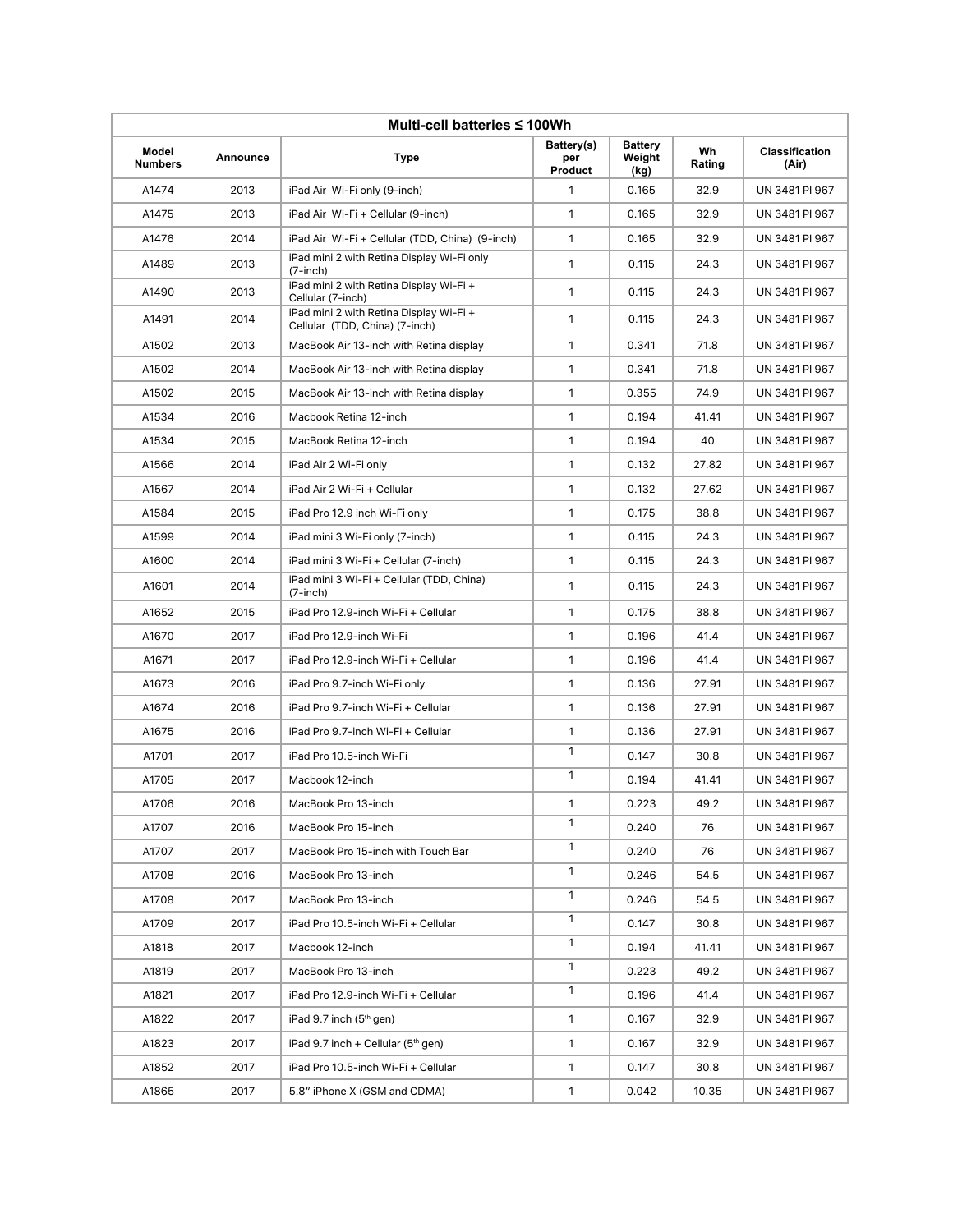| Multi-cell batteries ≤ 100Wh | | | | | | |
|---|---|---|---|---|---|---|
| Model Numbers | Announce | Type | Battery(s) per Product | Battery Weight (kg) | Wh Rating | Classification (Air) |
| A1474 | 2013 | iPad Air Wi-Fi only (9-inch) | 1 | 0.165 | 32.9 | UN 3481 PI 967 |
| A1475 | 2013 | iPad Air Wi-Fi + Cellular (9-inch) | 1 | 0.165 | 32.9 | UN 3481 PI 967 |
| A1476 | 2014 | iPad Air Wi-Fi + Cellular (TDD, China) (9-inch) | 1 | 0.165 | 32.9 | UN 3481 PI 967 |
| A1489 | 2013 | iPad mini 2 with Retina Display Wi-Fi only (7-inch) | 1 | 0.115 | 24.3 | UN 3481 PI 967 |
| A1490 | 2013 | iPad mini 2 with Retina Display Wi-Fi + Cellular (7-inch) | 1 | 0.115 | 24.3 | UN 3481 PI 967 |
| A1491 | 2014 | iPad mini 2 with Retina Display Wi-Fi + Cellular (TDD, China) (7-inch) | 1 | 0.115 | 24.3 | UN 3481 PI 967 |
| A1502 | 2013 | MacBook Air 13-inch with Retina display | 1 | 0.341 | 71.8 | UN 3481 PI 967 |
| A1502 | 2014 | MacBook Air 13-inch with Retina display | 1 | 0.341 | 71.8 | UN 3481 PI 967 |
| A1502 | 2015 | MacBook Air 13-inch with Retina display | 1 | 0.355 | 74.9 | UN 3481 PI 967 |
| A1534 | 2016 | Macbook Retina 12-inch | 1 | 0.194 | 41.41 | UN 3481 PI 967 |
| A1534 | 2015 | MacBook Retina 12-inch | 1 | 0.194 | 40 | UN 3481 PI 967 |
| A1566 | 2014 | iPad Air 2 Wi-Fi only | 1 | 0.132 | 27.82 | UN 3481 PI 967 |
| A1567 | 2014 | iPad Air 2 Wi-Fi + Cellular | 1 | 0.132 | 27.62 | UN 3481 PI 967 |
| A1584 | 2015 | iPad Pro 12.9 inch Wi-Fi only | 1 | 0.175 | 38.8 | UN 3481 PI 967 |
| A1599 | 2014 | iPad mini 3 Wi-Fi only (7-inch) | 1 | 0.115 | 24.3 | UN 3481 PI 967 |
| A1600 | 2014 | iPad mini 3 Wi-Fi + Cellular (7-inch) | 1 | 0.115 | 24.3 | UN 3481 PI 967 |
| A1601 | 2014 | iPad mini 3 Wi-Fi + Cellular (TDD, China) (7-inch) | 1 | 0.115 | 24.3 | UN 3481 PI 967 |
| A1652 | 2015 | iPad Pro 12.9-inch Wi-Fi + Cellular | 1 | 0.175 | 38.8 | UN 3481 PI 967 |
| A1670 | 2017 | iPad Pro 12.9-inch Wi-Fi | 1 | 0.196 | 41.4 | UN 3481 PI 967 |
| A1671 | 2017 | iPad Pro 12.9-inch Wi-Fi + Cellular | 1 | 0.196 | 41.4 | UN 3481 PI 967 |
| A1673 | 2016 | iPad Pro 9.7-inch Wi-Fi only | 1 | 0.136 | 27.91 | UN 3481 PI 967 |
| A1674 | 2016 | iPad Pro 9.7-inch Wi-Fi + Cellular | 1 | 0.136 | 27.91 | UN 3481 PI 967 |
| A1675 | 2016 | iPad Pro 9.7-inch Wi-Fi + Cellular | 1 | 0.136 | 27.91 | UN 3481 PI 967 |
| A1701 | 2017 | iPad Pro 10.5-inch Wi-Fi | 1 | 0.147 | 30.8 | UN 3481 PI 967 |
| A1705 | 2017 | Macbook 12-inch | 1 | 0.194 | 41.41 | UN 3481 PI 967 |
| A1706 | 2016 | MacBook Pro 13-inch | 1 | 0.223 | 49.2 | UN 3481 PI 967 |
| A1707 | 2016 | MacBook Pro 15-inch | 1 | 0.240 | 76 | UN 3481 PI 967 |
| A1707 | 2017 | MacBook Pro 15-inch with Touch Bar | 1 | 0.240 | 76 | UN 3481 PI 967 |
| A1708 | 2016 | MacBook Pro 13-inch | 1 | 0.246 | 54.5 | UN 3481 PI 967 |
| A1708 | 2017 | MacBook Pro 13-inch | 1 | 0.246 | 54.5 | UN 3481 PI 967 |
| A1709 | 2017 | iPad Pro 10.5-inch Wi-Fi + Cellular | 1 | 0.147 | 30.8 | UN 3481 PI 967 |
| A1818 | 2017 | Macbook 12-inch | 1 | 0.194 | 41.41 | UN 3481 PI 967 |
| A1819 | 2017 | MacBook Pro 13-inch | 1 | 0.223 | 49.2 | UN 3481 PI 967 |
| A1821 | 2017 | iPad Pro 12.9-inch Wi-Fi + Cellular | 1 | 0.196 | 41.4 | UN 3481 PI 967 |
| A1822 | 2017 | iPad 9.7 inch (5th gen) | 1 | 0.167 | 32.9 | UN 3481 PI 967 |
| A1823 | 2017 | iPad 9.7 inch + Cellular (5th gen) | 1 | 0.167 | 32.9 | UN 3481 PI 967 |
| A1852 | 2017 | iPad Pro 10.5-inch Wi-Fi + Cellular | 1 | 0.147 | 30.8 | UN 3481 PI 967 |
| A1865 | 2017 | 5.8″ iPhone X (GSM and CDMA) | 1 | 0.042 | 10.35 | UN 3481 PI 967 |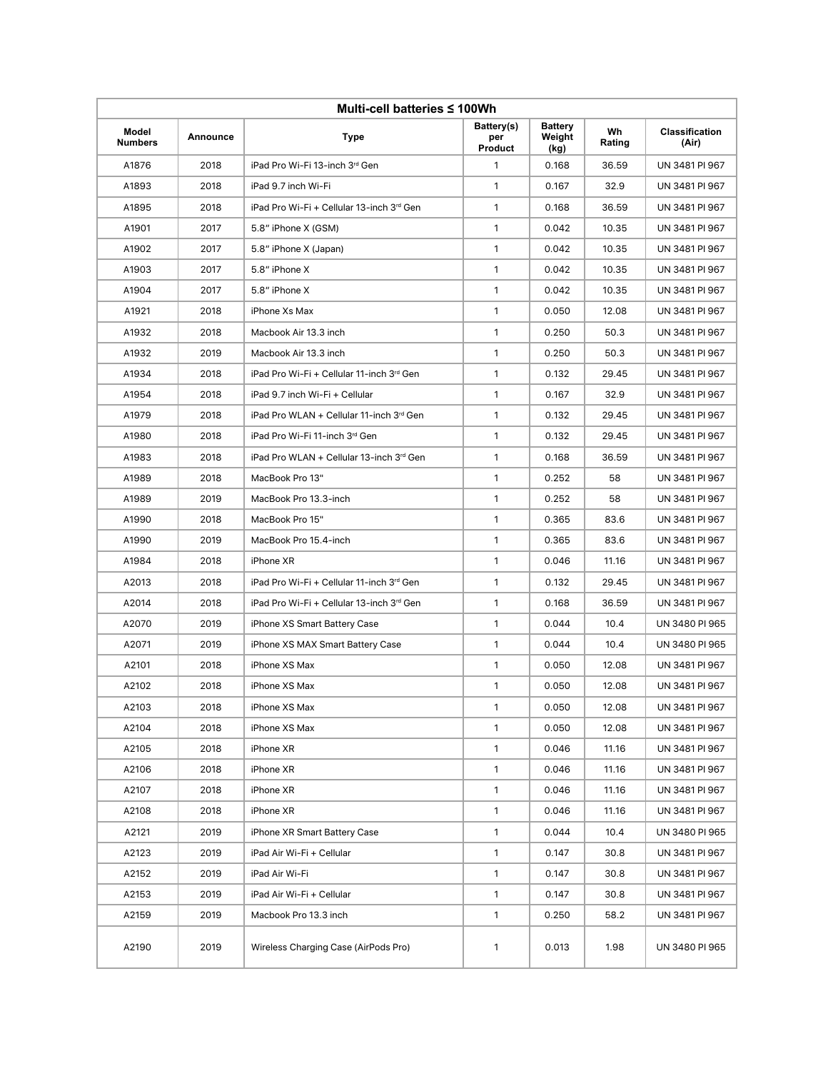| Multi-cell batteries ≤ 100Wh | | | | | | |
|---|---|---|---|---|---|---|
| Model Numbers | Announce | Type | Battery(s) per Product | Battery Weight (kg) | Wh Rating | Classification (Air) |
| A1876 | 2018 | iPad Pro Wi-Fi 13-inch 3rd Gen | 1 | 0.168 | 36.59 | UN 3481 PI 967 |
| A1893 | 2018 | iPad 9.7 inch Wi-Fi | 1 | 0.167 | 32.9 | UN 3481 PI 967 |
| A1895 | 2018 | iPad Pro Wi-Fi + Cellular 13-inch 3rd Gen | 1 | 0.168 | 36.59 | UN 3481 PI 967 |
| A1901 | 2017 | 5.8" iPhone X (GSM) | 1 | 0.042 | 10.35 | UN 3481 PI 967 |
| A1902 | 2017 | 5.8" iPhone X (Japan) | 1 | 0.042 | 10.35 | UN 3481 PI 967 |
| A1903 | 2017 | 5.8" iPhone X | 1 | 0.042 | 10.35 | UN 3481 PI 967 |
| A1904 | 2017 | 5.8" iPhone X | 1 | 0.042 | 10.35 | UN 3481 PI 967 |
| A1921 | 2018 | iPhone Xs Max | 1 | 0.050 | 12.08 | UN 3481 PI 967 |
| A1932 | 2018 | Macbook Air 13.3 inch | 1 | 0.250 | 50.3 | UN 3481 PI 967 |
| A1932 | 2019 | Macbook Air 13.3 inch | 1 | 0.250 | 50.3 | UN 3481 PI 967 |
| A1934 | 2018 | iPad Pro Wi-Fi + Cellular 11-inch 3rd Gen | 1 | 0.132 | 29.45 | UN 3481 PI 967 |
| A1954 | 2018 | iPad 9.7 inch Wi-Fi + Cellular | 1 | 0.167 | 32.9 | UN 3481 PI 967 |
| A1979 | 2018 | iPad Pro WLAN + Cellular 11-inch 3rd Gen | 1 | 0.132 | 29.45 | UN 3481 PI 967 |
| A1980 | 2018 | iPad Pro Wi-Fi 11-inch 3rd Gen | 1 | 0.132 | 29.45 | UN 3481 PI 967 |
| A1983 | 2018 | iPad Pro WLAN + Cellular 13-inch 3rd Gen | 1 | 0.168 | 36.59 | UN 3481 PI 967 |
| A1989 | 2018 | MacBook Pro 13" | 1 | 0.252 | 58 | UN 3481 PI 967 |
| A1989 | 2019 | MacBook Pro 13.3-inch | 1 | 0.252 | 58 | UN 3481 PI 967 |
| A1990 | 2018 | MacBook Pro 15" | 1 | 0.365 | 83.6 | UN 3481 PI 967 |
| A1990 | 2019 | MacBook Pro 15.4-inch | 1 | 0.365 | 83.6 | UN 3481 PI 967 |
| A1984 | 2018 | iPhone XR | 1 | 0.046 | 11.16 | UN 3481 PI 967 |
| A2013 | 2018 | iPad Pro Wi-Fi + Cellular 11-inch 3rd Gen | 1 | 0.132 | 29.45 | UN 3481 PI 967 |
| A2014 | 2018 | iPad Pro Wi-Fi + Cellular 13-inch 3rd Gen | 1 | 0.168 | 36.59 | UN 3481 PI 967 |
| A2070 | 2019 | iPhone XS Smart Battery Case | 1 | 0.044 | 10.4 | UN 3480 PI 965 |
| A2071 | 2019 | iPhone XS MAX Smart Battery Case | 1 | 0.044 | 10.4 | UN 3480 PI 965 |
| A2101 | 2018 | iPhone XS Max | 1 | 0.050 | 12.08 | UN 3481 PI 967 |
| A2102 | 2018 | iPhone XS Max | 1 | 0.050 | 12.08 | UN 3481 PI 967 |
| A2103 | 2018 | iPhone XS Max | 1 | 0.050 | 12.08 | UN 3481 PI 967 |
| A2104 | 2018 | iPhone XS Max | 1 | 0.050 | 12.08 | UN 3481 PI 967 |
| A2105 | 2018 | iPhone XR | 1 | 0.046 | 11.16 | UN 3481 PI 967 |
| A2106 | 2018 | iPhone XR | 1 | 0.046 | 11.16 | UN 3481 PI 967 |
| A2107 | 2018 | iPhone XR | 1 | 0.046 | 11.16 | UN 3481 PI 967 |
| A2108 | 2018 | iPhone XR | 1 | 0.046 | 11.16 | UN 3481 PI 967 |
| A2121 | 2019 | iPhone XR Smart Battery Case | 1 | 0.044 | 10.4 | UN 3480 PI 965 |
| A2123 | 2019 | iPad Air Wi-Fi + Cellular | 1 | 0.147 | 30.8 | UN 3481 PI 967 |
| A2152 | 2019 | iPad Air Wi-Fi | 1 | 0.147 | 30.8 | UN 3481 PI 967 |
| A2153 | 2019 | iPad Air Wi-Fi + Cellular | 1 | 0.147 | 30.8 | UN 3481 PI 967 |
| A2159 | 2019 | Macbook Pro 13.3 inch | 1 | 0.250 | 58.2 | UN 3481 PI 967 |
| A2190 | 2019 | Wireless Charging Case (AirPods Pro) | 1 | 0.013 | 1.98 | UN 3480 PI 965 |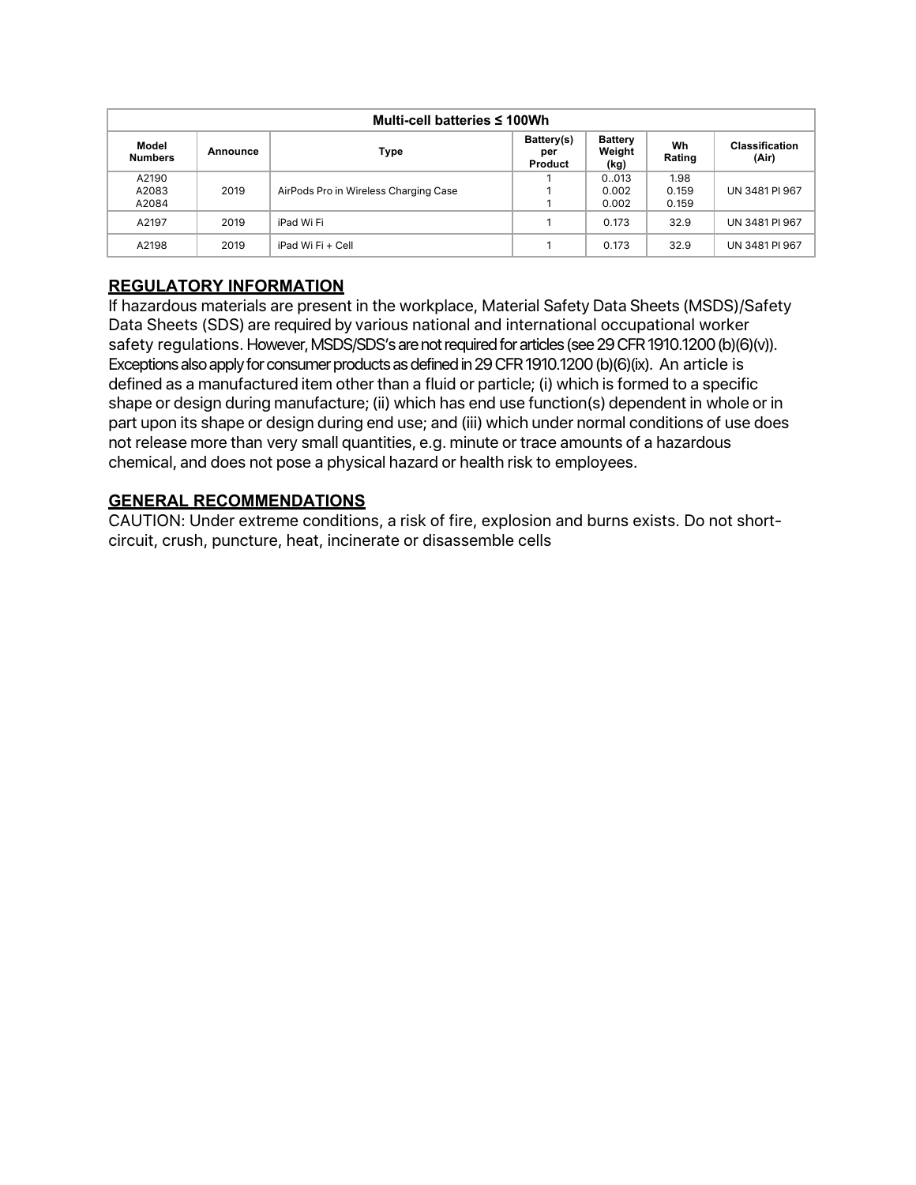| Multi-cell batteries ≤ 100Wh | | | | | | |
|---|---|---|---|---|---|---|
| **Model Numbers** | **Announce** | **Type** | **Battery(s) per Product** | **Battery Weight (kg)** | **Wh Rating** | **Classification (Air)** |
| A2190<br>A2083<br>A2084 | 2019 | AirPods Pro in Wireless Charging Case | 1<br>1<br>1 | 0..013<br>0.002<br>0.002 | 1.98<br>0.159<br>0.159 | UN 3481 PI 967 |
| A2197 | 2019 | iPad Wi Fi | 1 | 0.173 | 32.9 | UN 3481 PI 967 |
| A2198 | 2019 | iPad Wi Fi + Cell | 1 | 0.173 | 32.9 | UN 3481 PI 967 |

## REGULATORY INFORMATION

If hazardous materials are present in the workplace, Material Safety Data Sheets (MSDS)/Safety Data Sheets (SDS) are required by various national and international occupational worker safety regulations. However, MSDS/SDS's are not required for articles (see 29 CFR 1910.1200 (b)(6)(v)). Exceptions also apply for consumer products as defined in 29 CFR 1910.1200 (b)(6)(ix). An article is defined as a manufactured item other than a fluid or particle; (i) which is formed to a specific shape or design during manufacture; (ii) which has end use function(s) dependent in whole or in part upon its shape or design during end use; and (iii) which under normal conditions of use does not release more than very small quantities, e.g. minute or trace amounts of a hazardous chemical, and does not pose a physical hazard or health risk to employees.

## GENERAL RECOMMENDATIONS

CAUTION: Under extreme conditions, a risk of fire, explosion and burns exists. Do not short-circuit, crush, puncture, heat, incinerate or disassemble cells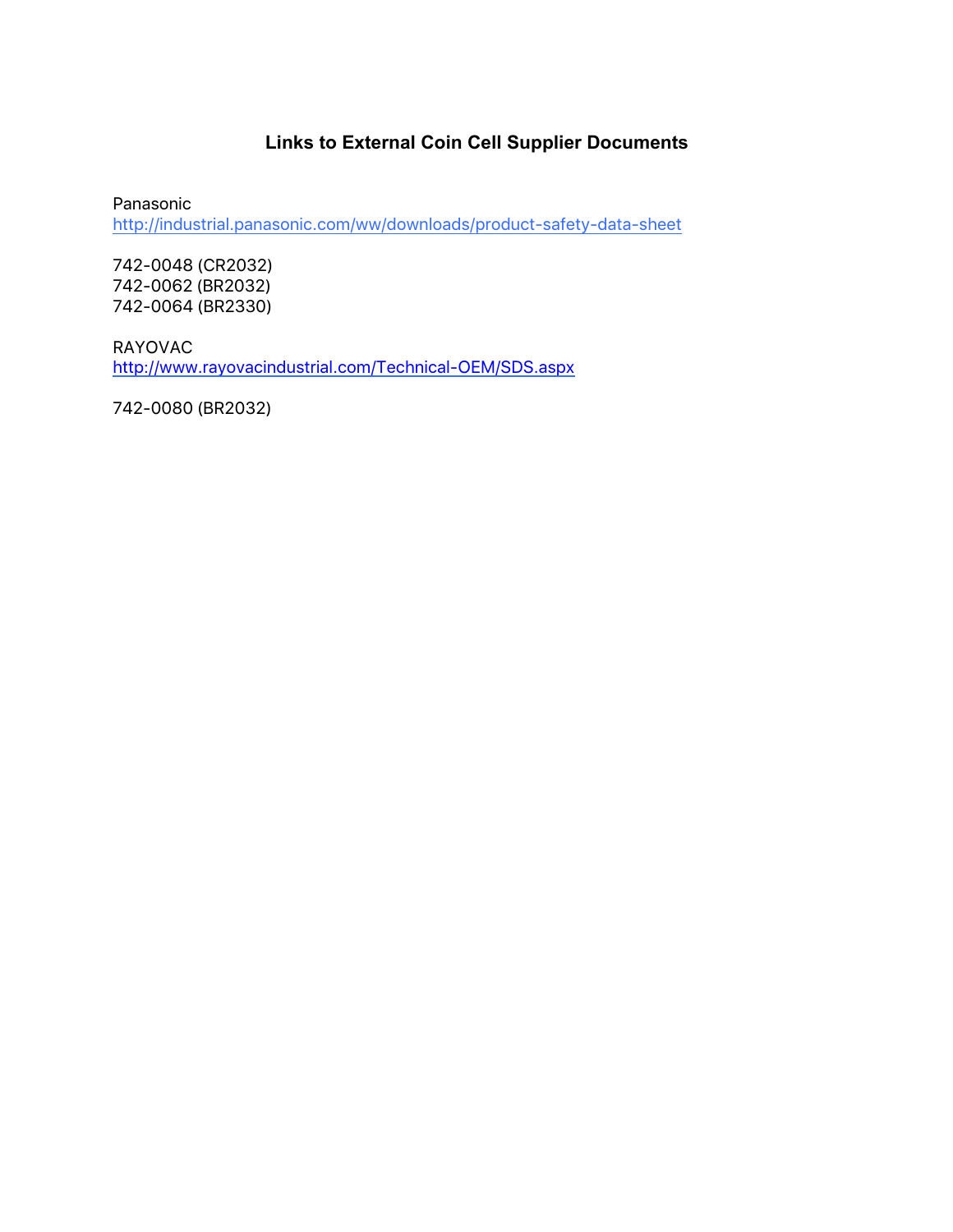# Links to External Coin Cell Supplier Documents

Panasonic
http://industrial.panasonic.com/ww/downloads/product-safety-data-sheet

742-0048 (CR2032)
742-0062 (BR2032)
742-0064 (BR2330)

RAYOVAC
http://www.rayovacindustrial.com/Technical-OEM/SDS.aspx

742-0080 (BR2032)